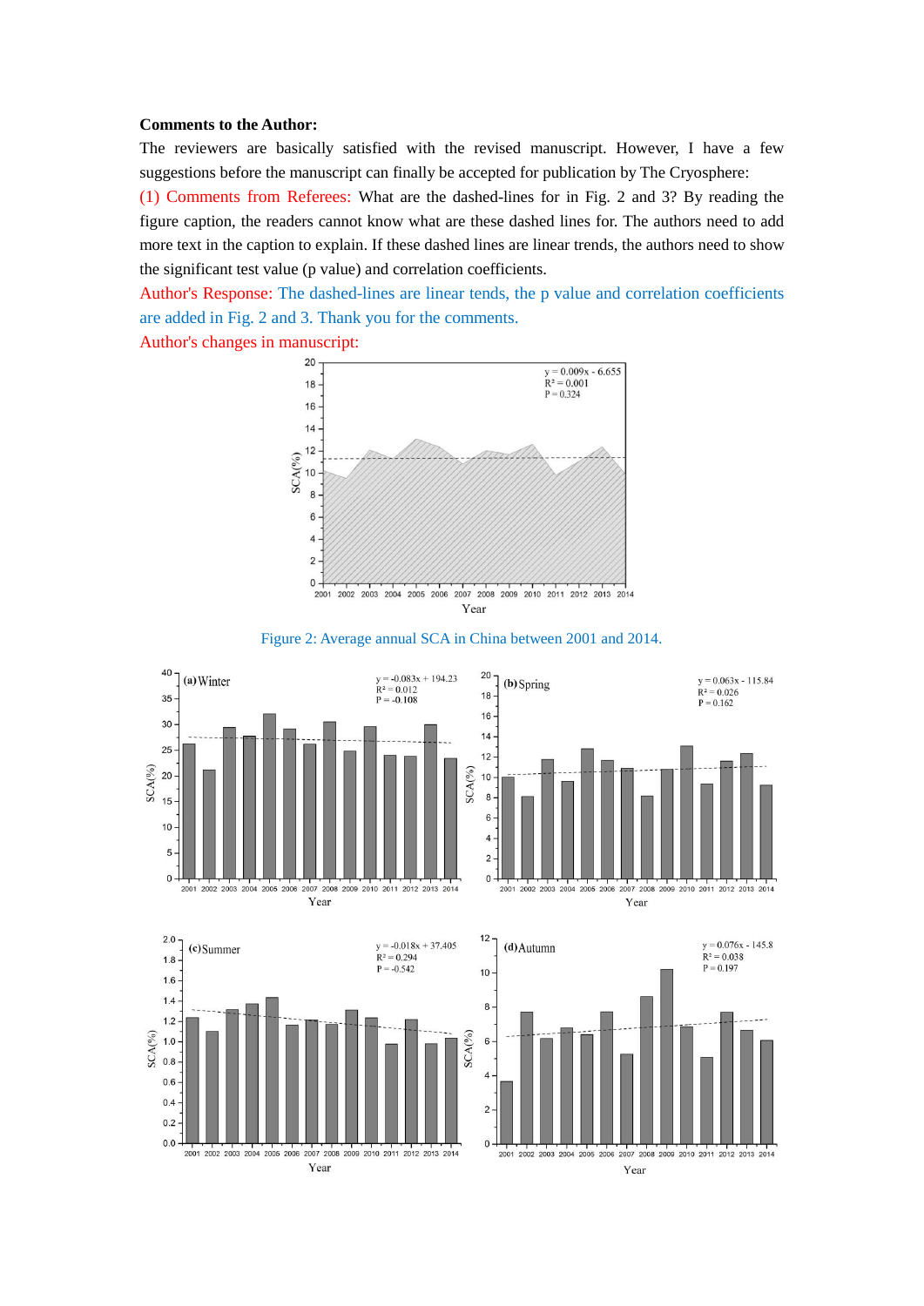**Comments to the Author:**

The reviewers are basically satisfied with the revised manuscript. However, I have a few suggestions before the manuscript can finally be accepted for publication by The Cryosphere:

(1) Comments from Referees: What are the dashed-lines for in Fig. 2 and 3? By reading the figure caption, the readers cannot know what are these dashed lines for. The authors need to add more text in the caption to explain. If these dashed lines are linear trends, the authors need to show the significant test value (p value) and correlation coefficients.

Author's Response: The dashed-lines are linear tends, the p value and correlation coefficients are added in Fig. 2 and 3. Thank you for the comments.

Author's changes in manuscript:

Figure 2: Average annual SCA in China between 2001 and 2014.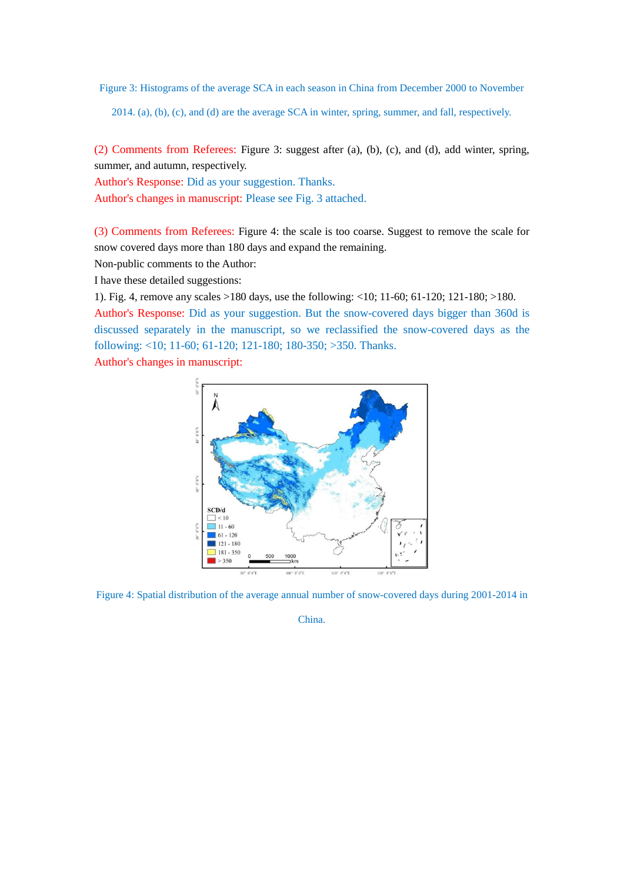Figure 3: Histograms of the average SCA in each season in China from December 2000 to November 2014. (a), (b), (c), and (d) are the average SCA in winter, spring, summer, and fall, respectively.

(2) Comments from Referees: Figure 3: suggest after (a), (b), (c), and (d), add winter, spring, summer, and autumn, respectively.
Author's Response: Did as your suggestion. Thanks.
Author's changes in manuscript: Please see Fig. 3 attached.

(3) Comments from Referees: Figure 4: the scale is too coarse. Suggest to remove the scale for snow covered days more than 180 days and expand the remaining.
Non-public comments to the Author:
I have these detailed suggestions:
1). Fig. 4, remove any scales >180 days, use the following: <10; 11-60; 61-120; 121-180; >180.
Author's Response: Did as your suggestion. But the snow-covered days bigger than 360d is discussed separately in the manuscript, so we reclassified the snow-covered days as the following: <10; 11-60; 61-120; 121-180; 180-350; >350. Thanks.
Author's changes in manuscript:

N

SCD/d
< 10
11 - 60
61 - 120
121 - 180
181 - 350
> 350

0 500 1000 km

Figure 4: Spatial distribution of the average annual number of snow-covered days during 2001-2014 in China.